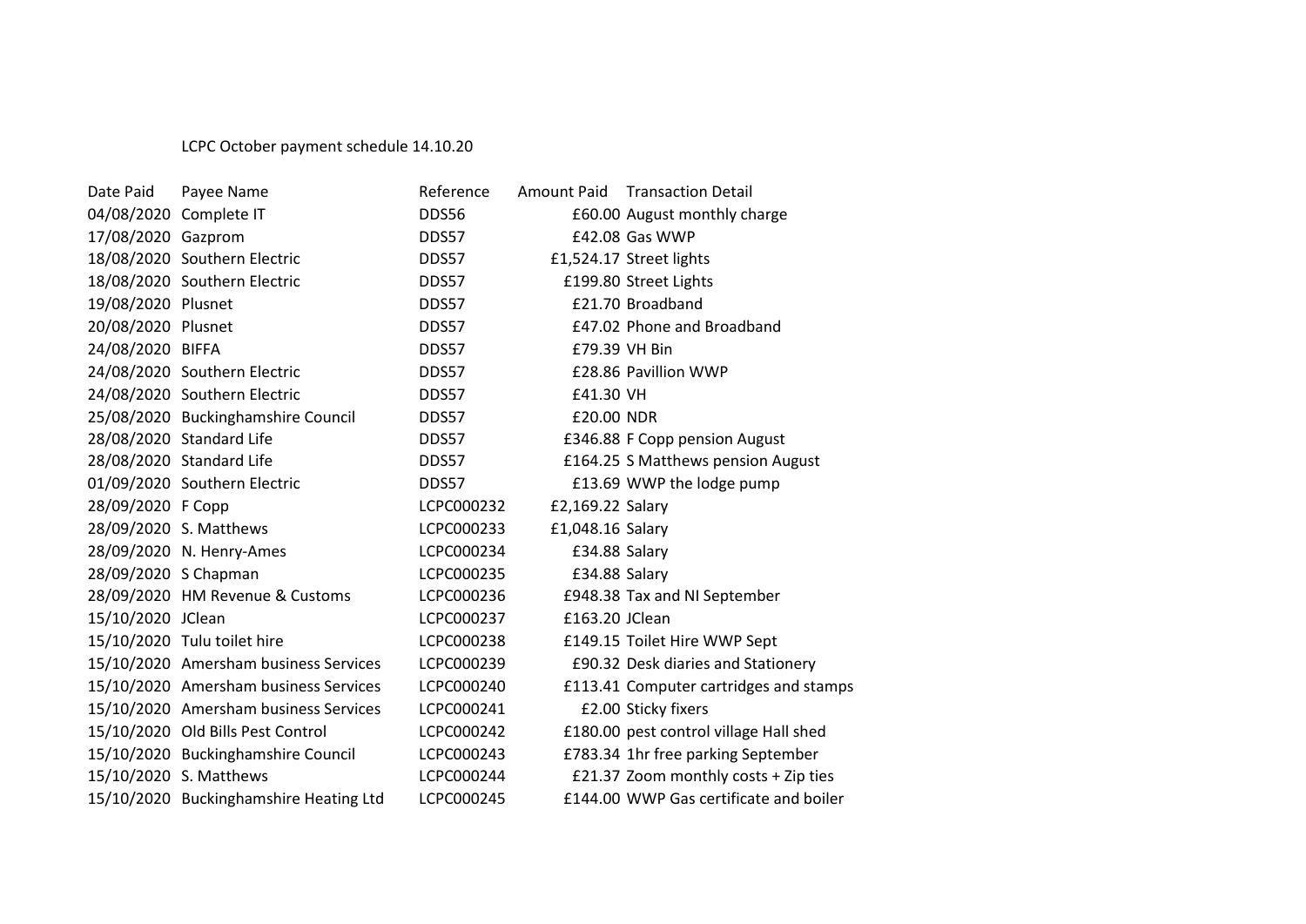LCPC October payment schedule 14.10.20

| Date Paid | Payee Name | Reference | Amount Paid | Transaction Detail |
|---|---|---|---|---|
| 04/08/2020 | Complete IT | DDS56 | £60.00 | August monthly charge |
| 17/08/2020 | Gazprom | DDS57 | £42.08 | Gas WWP |
| 18/08/2020 | Southern Electric | DDS57 | £1,524.17 | Street lights |
| 18/08/2020 | Southern Electric | DDS57 | £199.80 | Street Lights |
| 19/08/2020 | Plusnet | DDS57 | £21.70 | Broadband |
| 20/08/2020 | Plusnet | DDS57 | £47.02 | Phone and Broadband |
| 24/08/2020 | BIFFA | DDS57 | £79.39 | VH Bin |
| 24/08/2020 | Southern Electric | DDS57 | £28.86 | Pavillion WWP |
| 24/08/2020 | Southern Electric | DDS57 | £41.30 | VH |
| 25/08/2020 | Buckinghamshire Council | DDS57 | £20.00 | NDR |
| 28/08/2020 | Standard Life | DDS57 | £346.88 | F Copp pension August |
| 28/08/2020 | Standard Life | DDS57 | £164.25 | S Matthews pension August |
| 01/09/2020 | Southern Electric | DDS57 | £13.69 | WWP the lodge pump |
| 28/09/2020 | F Copp | LCPC000232 | £2,169.22 | Salary |
| 28/09/2020 | S. Matthews | LCPC000233 | £1,048.16 | Salary |
| 28/09/2020 | N. Henry-Ames | LCPC000234 | £34.88 | Salary |
| 28/09/2020 | S Chapman | LCPC000235 | £34.88 | Salary |
| 28/09/2020 | HM Revenue & Customs | LCPC000236 | £948.38 | Tax and NI September |
| 15/10/2020 | JClean | LCPC000237 | £163.20 | JClean |
| 15/10/2020 | Tulu toilet hire | LCPC000238 | £149.15 | Toilet Hire WWP Sept |
| 15/10/2020 | Amersham business Services | LCPC000239 | £90.32 | Desk diaries and Stationery |
| 15/10/2020 | Amersham business Services | LCPC000240 | £113.41 | Computer cartridges and stamps |
| 15/10/2020 | Amersham business Services | LCPC000241 | £2.00 | Sticky fixers |
| 15/10/2020 | Old Bills Pest Control | LCPC000242 | £180.00 | pest control village Hall shed |
| 15/10/2020 | Buckinghamshire Council | LCPC000243 | £783.34 | 1hr free parking September |
| 15/10/2020 | S. Matthews | LCPC000244 | £21.37 | Zoom monthly costs + Zip ties |
| 15/10/2020 | Buckinghamshire Heating Ltd | LCPC000245 | £144.00 | WWP Gas certificate and boiler |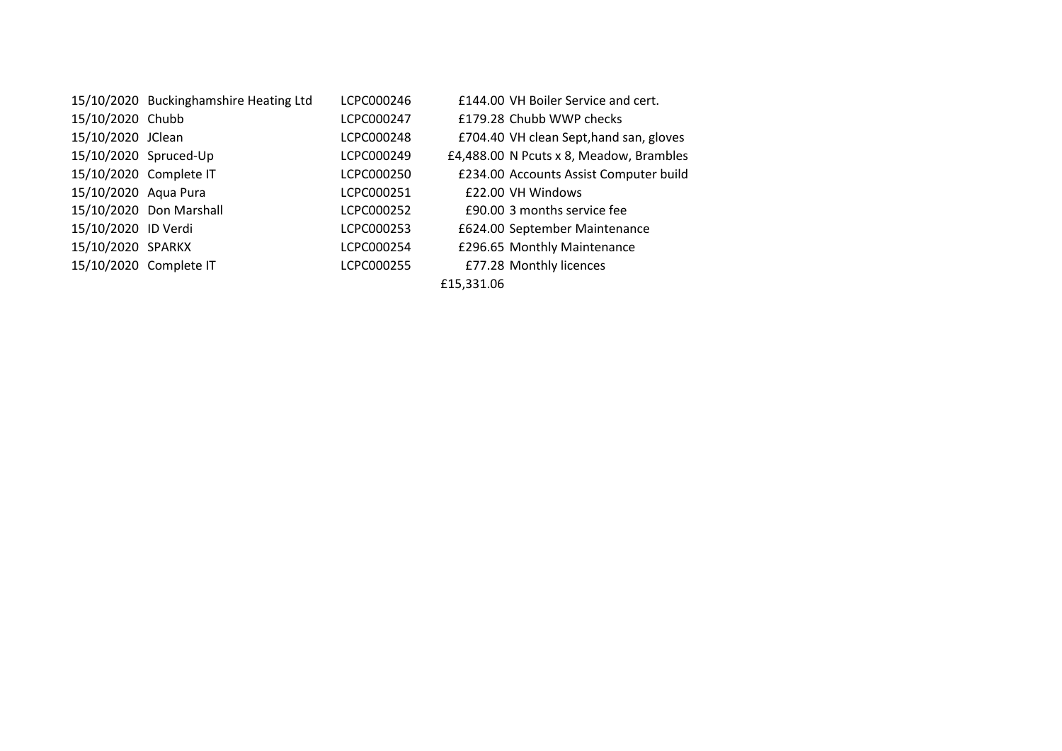| | | | | |
|---|---|---|---|---|
| 15/10/2020 | Buckinghamshire Heating Ltd | LCPC000246 | £144.00 | VH Boiler Service and cert. |
| 15/10/2020 | Chubb | LCPC000247 | £179.28 | Chubb WWP checks |
| 15/10/2020 | JClean | LCPC000248 | £704.40 | VH clean Sept,hand san, gloves |
| 15/10/2020 | Spruced-Up | LCPC000249 | £4,488.00 | N Pcuts x 8, Meadow, Brambles |
| 15/10/2020 | Complete IT | LCPC000250 | £234.00 | Accounts Assist Computer build |
| 15/10/2020 | Aqua Pura | LCPC000251 | £22.00 | VH Windows |
| 15/10/2020 | Don Marshall | LCPC000252 | £90.00 | 3 months service fee |
| 15/10/2020 | ID Verdi | LCPC000253 | £624.00 | September Maintenance |
| 15/10/2020 | SPARKX | LCPC000254 | £296.65 | Monthly Maintenance |
| 15/10/2020 | Complete IT | LCPC000255 | £77.28 | Monthly licences |
| | | | £15,331.06 | |